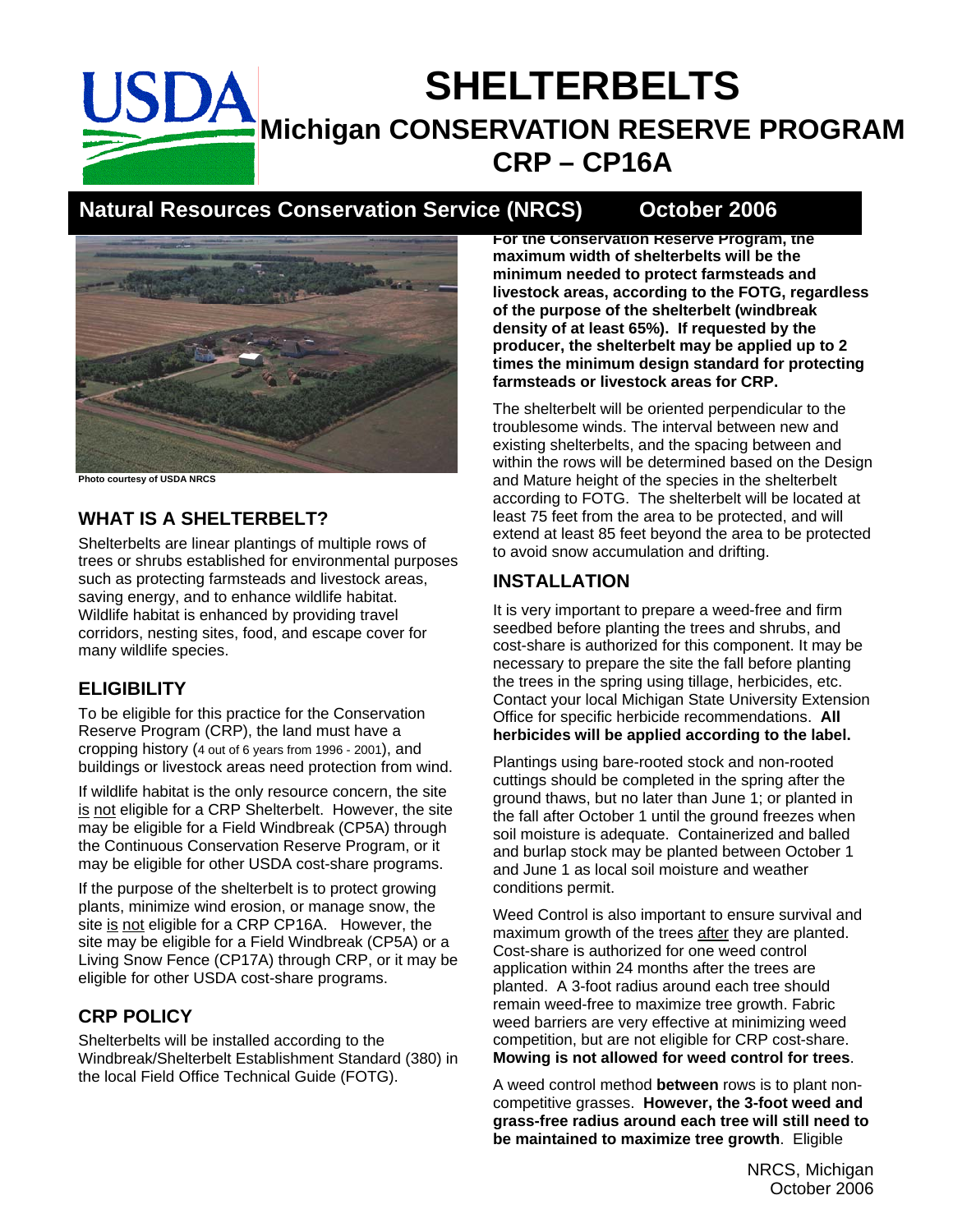# SHELTERBELTS

## Michigan CONSERVATION RESERVE PROGRAM

## CRP – CP16A

**Natural Resources Conservation Service (NRCS) October 2006**

Photo courtesy of USDA NRCS

## WHAT IS A SHELTERBELT?

Shelterbelts are linear plantings of multiple rows of trees or shrubs established for environmental purposes such as protecting farmsteads and livestock areas, saving energy, and to enhance wildlife habitat. Wildlife habitat is enhanced by providing travel corridors, nesting sites, food, and escape cover for many wildlife species.

## ELIGIBILITY

To be eligible for this practice for the Conservation Reserve Program (CRP), the land must have a cropping history (4 out of 6 years from 1996 - 2001), and buildings or livestock areas need protection from wind.

If wildlife habitat is the only resource concern, the site is not eligible for a CRP Shelterbelt. However, the site may be eligible for a Field Windbreak (CP5A) through the Continuous Conservation Reserve Program, or it may be eligible for other USDA cost-share programs.

If the purpose of the shelterbelt is to protect growing plants, minimize wind erosion, or manage snow, the site is not eligible for a CRP CP16A. However, the site may be eligible for a Field Windbreak (CP5A) or a Living Snow Fence (CP17A) through CRP, or it may be eligible for other USDA cost-share programs.

## CRP POLICY

Shelterbelts will be installed according to the Windbreak/Shelterbelt Establishment Standard (380) in the local Field Office Technical Guide (FOTG).

**For the Conservation Reserve Program, the maximum width of shelterbelts will be the minimum needed to protect farmsteads and livestock areas, according to the FOTG, regardless of the purpose of the shelterbelt (windbreak density of at least 65%). If requested by the producer, the shelterbelt may be applied up to 2 times the minimum design standard for protecting farmsteads or livestock areas for CRP.**

The shelterbelt will be oriented perpendicular to the troublesome winds. The interval between new and existing shelterbelts, and the spacing between and within the rows will be determined based on the Design and Mature height of the species in the shelterbelt according to FOTG. The shelterbelt will be located at least 75 feet from the area to be protected, and will extend at least 85 feet beyond the area to be protected to avoid snow accumulation and drifting.

## INSTALLATION

It is very important to prepare a weed-free and firm seedbed before planting the trees and shrubs, and cost-share is authorized for this component. It may be necessary to prepare the site the fall before planting the trees in the spring using tillage, herbicides, etc. Contact your local Michigan State University Extension Office for specific herbicide recommendations. **All herbicides will be applied according to the label.**

Plantings using bare-rooted stock and non-rooted cuttings should be completed in the spring after the ground thaws, but no later than June 1; or planted in the fall after October 1 until the ground freezes when soil moisture is adequate. Containerized and balled and burlap stock may be planted between October 1 and June 1 as local soil moisture and weather conditions permit.

Weed Control is also important to ensure survival and maximum growth of the trees after they are planted. Cost-share is authorized for one weed control application within 24 months after the trees are planted. A 3-foot radius around each tree should remain weed-free to maximize tree growth. Fabric weed barriers are very effective at minimizing weed competition, but are not eligible for CRP cost-share. **Mowing is not allowed for weed control for trees**.

A weed control method **between** rows is to plant non-competitive grasses. **However, the 3-foot weed and grass-free radius around each tree will still need to be maintained to maximize tree growth**. Eligible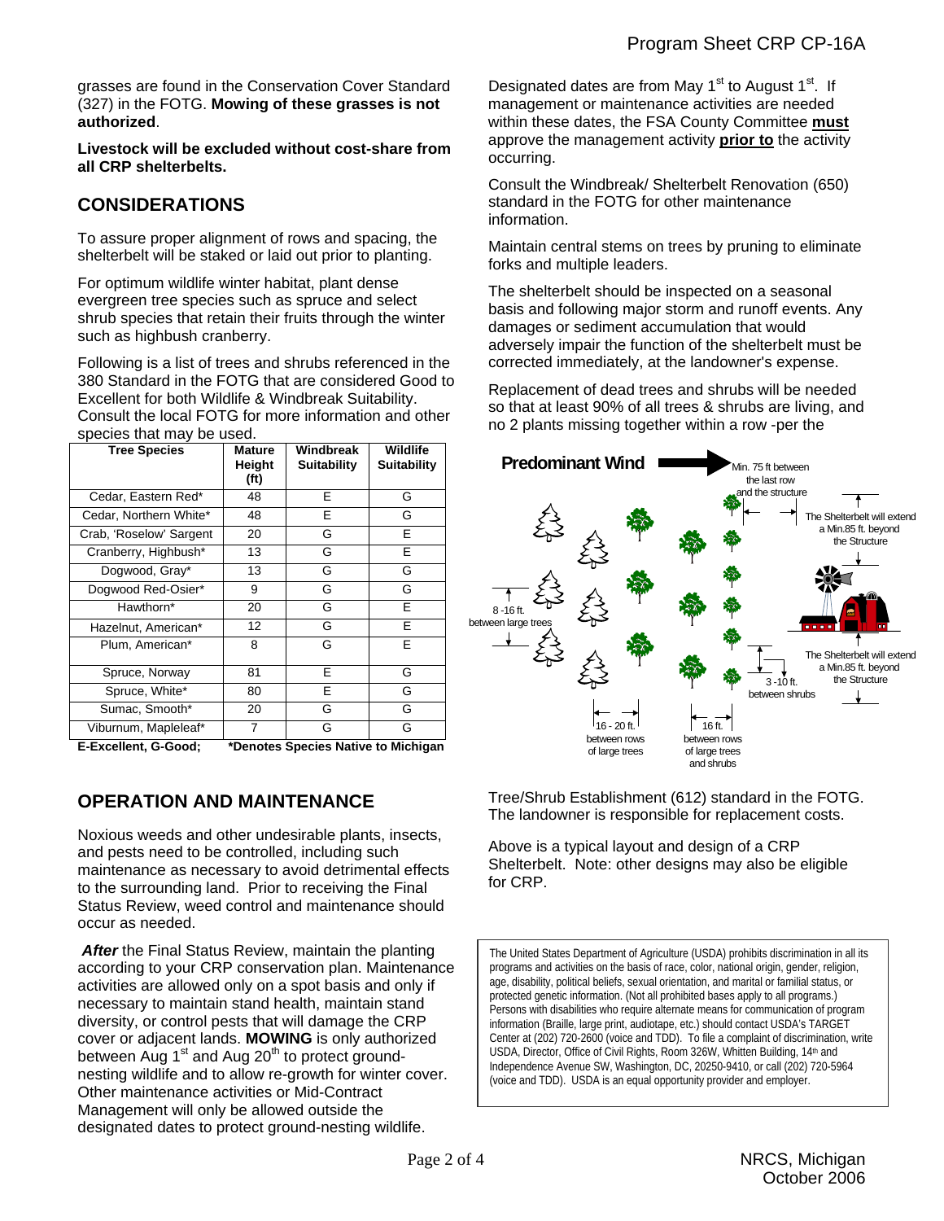grasses are found in the Conservation Cover Standard (327) in the FOTG. **Mowing of these grasses is not authorized**.

**Livestock will be excluded without cost-share from all CRP shelterbelts.**

## CONSIDERATIONS

To assure proper alignment of rows and spacing, the shelterbelt will be staked or laid out prior to planting.

For optimum wildlife winter habitat, plant dense evergreen tree species such as spruce and select shrub species that retain their fruits through the winter such as highbush cranberry.

Following is a list of trees and shrubs referenced in the 380 Standard in the FOTG that are considered Good to Excellent for both Wildlife & Windbreak Suitability. Consult the local FOTG for more information and other species that may be used.

| Tree Species | Mature Height (ft) | Windbreak Suitability | Wildlife Suitability |
|---|---|---|---|
| Cedar, Eastern Red* | 48 | E | G |
| Cedar, Northern White* | 48 | E | G |
| Crab, 'Roselow' Sargent | 20 | G | E |
| Cranberry, Highbush* | 13 | G | E |
| Dogwood, Gray* | 13 | G | G |
| Dogwood Red-Osier* | 9 | G | G |
| Hawthorn* | 20 | G | E |
| Hazelnut, American* | 12 | G | E |
| Plum, American* | 8 | G | E |
| Spruce, Norway | 81 | E | G |
| Spruce, White* | 80 | E | G |
| Sumac, Smooth* | 20 | G | G |
| Viburnum, Mapleleaf* | 7 | G | G |

**E-Excellent, G-Good; \*Denotes Species Native to Michigan**

## OPERATION AND MAINTENANCE

Noxious weeds and other undesirable plants, insects, and pests need to be controlled, including such maintenance as necessary to avoid detrimental effects to the surrounding land. Prior to receiving the Final Status Review, weed control and maintenance should occur as needed.

***After*** the Final Status Review, maintain the planting according to your CRP conservation plan. Maintenance activities are allowed only on a spot basis and only if necessary to maintain stand health, maintain stand diversity, or control pests that will damage the CRP cover or adjacent lands. **MOWING** is only authorized between Aug 1st and Aug 20th to protect ground-nesting wildlife and to allow re-growth for winter cover. Other maintenance activities or Mid-Contract Management will only be allowed outside the designated dates to protect ground-nesting wildlife.

Designated dates are from May 1st to August 1st. If management or maintenance activities are needed within these dates, the FSA County Committee **must** approve the management activity **prior to** the activity occurring.

Consult the Windbreak/ Shelterbelt Renovation (650) standard in the FOTG for other maintenance information.

Maintain central stems on trees by pruning to eliminate forks and multiple leaders.

The shelterbelt should be inspected on a seasonal basis and following major storm and runoff events. Any damages or sediment accumulation that would adversely impair the function of the shelterbelt must be corrected immediately, at the landowner's expense.

Replacement of dead trees and shrubs will be needed so that at least 90% of all trees & shrubs are living, and no 2 plants missing together within a row -per the Tree/Shrub Establishment (612) standard in the FOTG. The landowner is responsible for replacement costs.

Predominant Wind — Min. 75 ft between the last row and the structure; The Shelterbelt will extend a Min.85 ft. beyond the Structure; 8-16 ft. between large trees; 3-10 ft. between shrubs; 16 - 20 ft. between rows of large trees; 16 ft. between rows of large trees and shrubs

Above is a typical layout and design of a CRP Shelterbelt. Note: other designs may also be eligible for CRP.

The United States Department of Agriculture (USDA) prohibits discrimination in all its programs and activities on the basis of race, color, national origin, gender, religion, age, disability, political beliefs, sexual orientation, and marital or familial status, or protected genetic information. (Not all prohibited bases apply to all programs.) Persons with disabilities who require alternate means for communication of program information (Braille, large print, audiotape, etc.) should contact USDA's TARGET Center at (202) 720-2600 (voice and TDD). To file a complaint of discrimination, write USDA, Director, Office of Civil Rights, Room 326W, Whitten Building, 14th and Independence Avenue SW, Washington, DC, 20250-9410, or call (202) 720-5964 (voice and TDD). USDA is an equal opportunity provider and employer.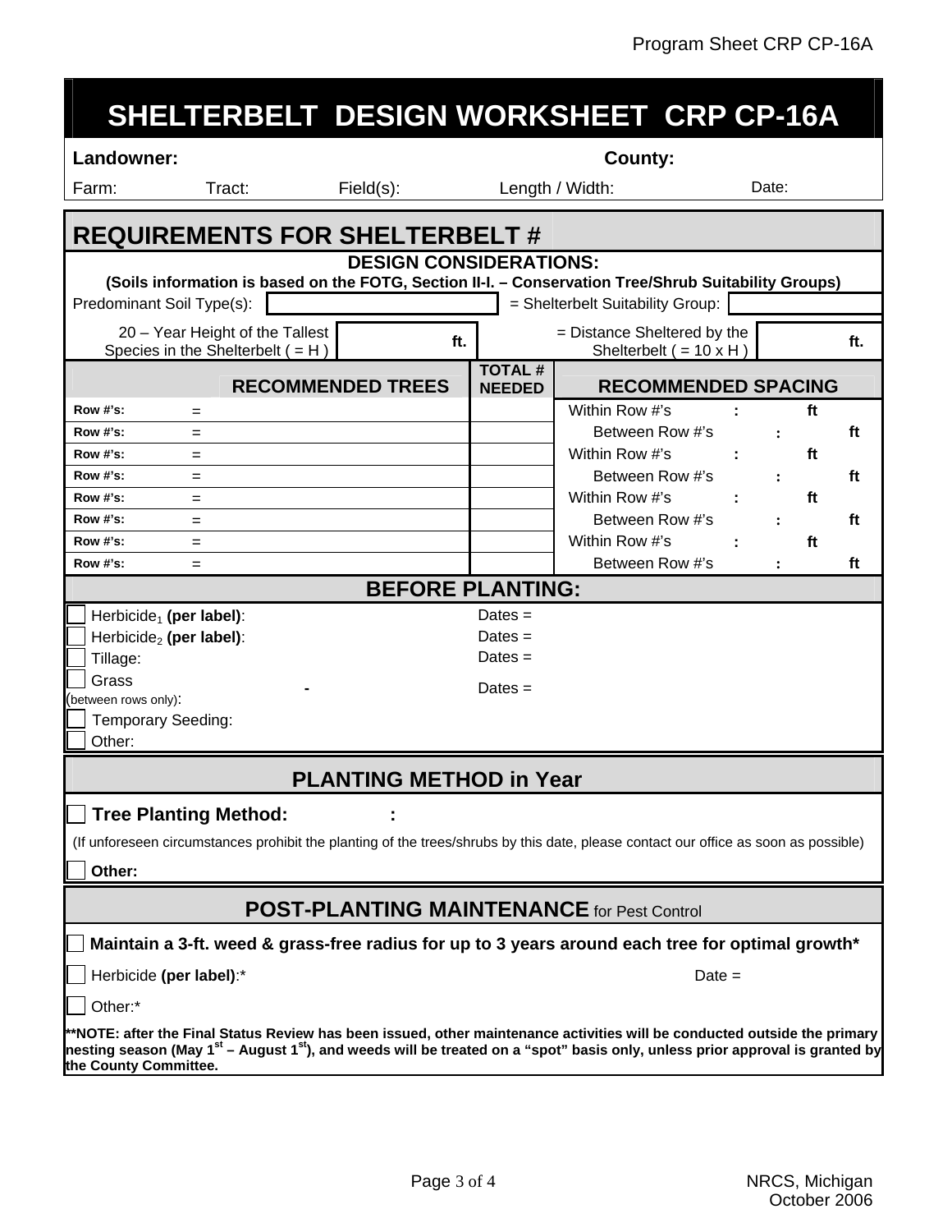# SHELTERBELT DESIGN WORKSHEET CRP CP-16A

**Landowner:** **County:**

Farm: Tract: Field(s): Length / Width: Date:

## REQUIREMENTS FOR SHELTERBELT #

### DESIGN CONSIDERATIONS:

**(Soils information is based on the FOTG, Section II-I. – Conservation Tree/Shrub Suitability Groups)**

Predominant Soil Type(s): = Shelterbelt Suitability Group:

20 – Year Height of the Tallest Species in the Shelterbelt ( = H ) ft. = Distance Sheltered by the Shelterbelt ( = 10 x H ) ft.

| | RECOMMENDED TREES | TOTAL # NEEDED | RECOMMENDED SPACING |
|---|---|---|---|
| Row #'s: | = | | Within Row #'s : ft |
| Row #'s: | = | | Between Row #'s : ft |
| Row #'s: | = | | Within Row #'s : ft |
| Row #'s: | = | | Between Row #'s : ft |
| Row #'s: | = | | Within Row #'s : ft |
| Row #'s: | = | | Between Row #'s : ft |
| Row #'s: | = | | Within Row #'s : ft |
| Row #'s: | = | | Between Row #'s : ft |

### BEFORE PLANTING:

- ☐ Herbicide$_1$ **(per label)**: Dates =
- ☐ Herbicide$_2$ **(per label)**: Dates =
- ☐ Tillage: Dates =
- ☐ Grass (between rows only): - Dates =
- ☐ Temporary Seeding:
- ☐ Other:

### PLANTING METHOD in Year

☐ **Tree Planting Method: :**

(If unforeseen circumstances prohibit the planting of the trees/shrubs by this date, please contact our office as soon as possible)

☐ **Other:**

### POST-PLANTING MAINTENANCE for Pest Control

☐ **Maintain a 3-ft. weed & grass-free radius for up to 3 years around each tree for optimal growth***

☐ Herbicide **(per label)**:* Date =

☐ Other:*

****NOTE: after the Final Status Review has been issued, other maintenance activities will be conducted outside the primary nesting season (May 1st – August 1st), and weeds will be treated on a "spot" basis only, unless prior approval is granted by the County Committee.**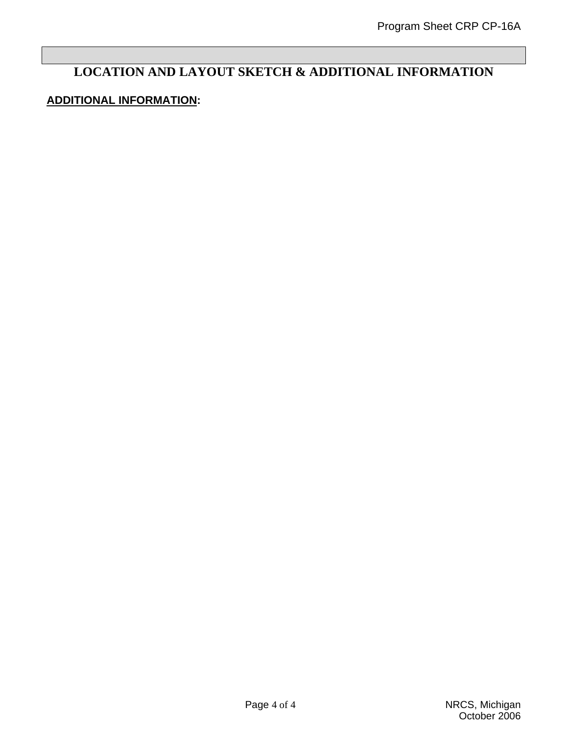# LOCATION AND LAYOUT SKETCH & ADDITIONAL INFORMATION

**ADDITIONAL INFORMATION:**